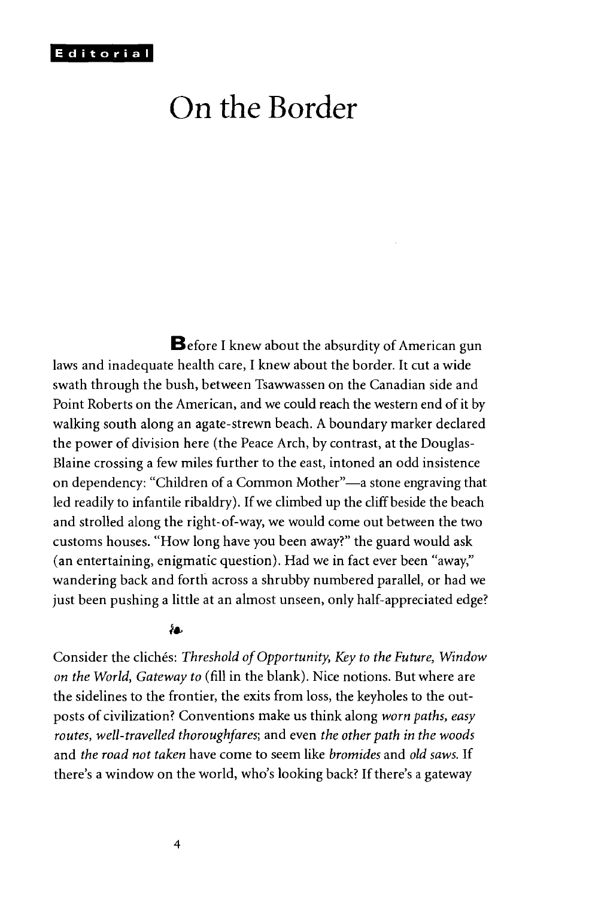Editorial

# On the Border

**B**efore I knew about the absurdity of American gun laws and inadequate health care, I knew about the border. It cut a wide swath through the bush, between Tsawwassen on the Canadian side and Point Roberts on the American, and we could reach the western end of it by walking south along an agate-strewn beach. A boundary marker declared the power of division here (the Peace Arch, by contrast, at the Douglas-Blaine crossing a few miles further to the east, intoned an odd insistence on dependency: "Children of a Common Mother"—a stone engraving that led readily to infantile ribaldry). If we climbed up the cliff beside the beach and strolled along the right-of-way, we would come out between the two customs houses. "How long have you been away?" the guard would ask (an entertaining, enigmatic question). Had we in fact ever been "away," wandering back and forth across a shrubby numbered parallel, or had we just been pushing a little at an almost unseen, only half-appreciated edge?

❧

Consider the clichés: *Threshold of Opportunity, Key to the Future, Window on the World, Gateway to* (fill in the blank). Nice notions. But where are the sidelines to the frontier, the exits from loss, the keyholes to the outposts of civilization? Conventions make us think along *worn paths, easy routes, well-travelled thoroughfares*; and even *the other path in the woods* and *the road not taken* have come to seem like *bromides* and *old saws*. If there's a window on the world, who's looking back? If there's a gateway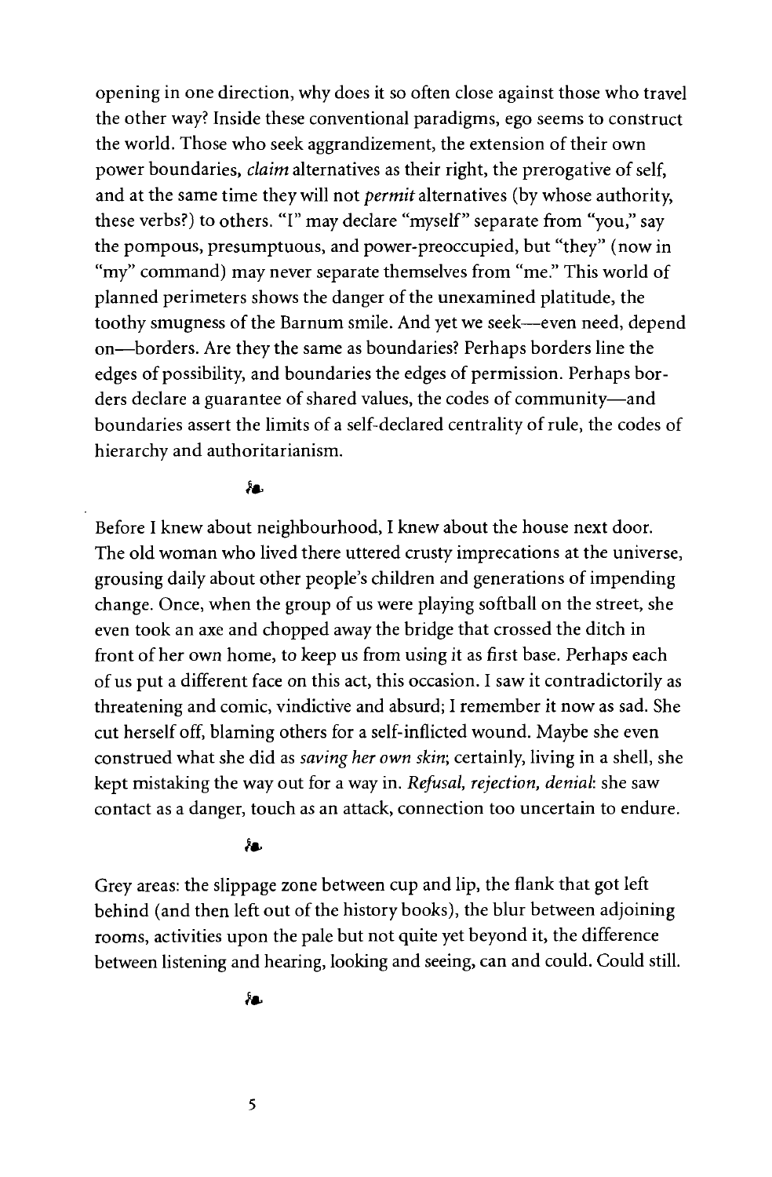opening in one direction, why does it so often close against those who travel the other way? Inside these conventional paradigms, ego seems to construct the world. Those who seek aggrandizement, the extension of their own power boundaries, *claim* alternatives as their right, the prerogative of self, and at the same time they will not *permit* alternatives (by whose authority, these verbs?) to others. "I" may declare "myself" separate from "you," say the pompous, presumptuous, and power-preoccupied, but "they" (now in "my" command) may never separate themselves from "me." This world of planned perimeters shows the danger of the unexamined platitude, the toothy smugness of the Barnum smile. And yet we seek—even need, depend on—borders. Are they the same as boundaries? Perhaps borders line the edges of possibility, and boundaries the edges of permission. Perhaps borders declare a guarantee of shared values, the codes of community—and boundaries assert the limits of a self-declared centrality of rule, the codes of hierarchy and authoritarianism.

❧

Before I knew about neighbourhood, I knew about the house next door. The old woman who lived there uttered crusty imprecations at the universe, grousing daily about other people's children and generations of impending change. Once, when the group of us were playing softball on the street, she even took an axe and chopped away the bridge that crossed the ditch in front of her own home, to keep us from using it as first base. Perhaps each of us put a different face on this act, this occasion. I saw it contradictorily as threatening and comic, vindictive and absurd; I remember it now as sad. She cut herself off, blaming others for a self-inflicted wound. Maybe she even construed what she did as *saving her own skin*; certainly, living in a shell, she kept mistaking the way out for a way in. *Refusal, rejection, denial*: she saw contact as a danger, touch as an attack, connection too uncertain to endure.

❧

Grey areas: the slippage zone between cup and lip, the flank that got left behind (and then left out of the history books), the blur between adjoining rooms, activities upon the pale but not quite yet beyond it, the difference between listening and hearing, looking and seeing, can and could. Could still.

❧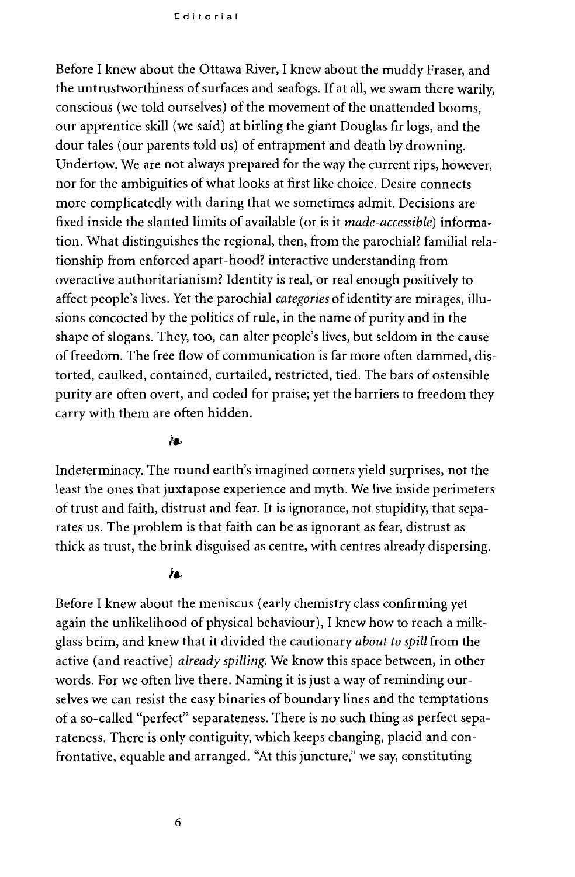Before I knew about the Ottawa River, I knew about the muddy Fraser, and the untrustworthiness of surfaces and seafogs. If at all, we swam there warily, conscious (we told ourselves) of the movement of the unattended booms, our apprentice skill (we said) at birling the giant Douglas fir logs, and the dour tales (our parents told us) of entrapment and death by drowning. Undertow. We are not always prepared for the way the current rips, however, nor for the ambiguities of what looks at first like choice. Desire connects more complicatedly with daring that we sometimes admit. Decisions are fixed inside the slanted limits of available (or is it *made-accessible*) information. What distinguishes the regional, then, from the parochial? familial relationship from enforced apart-hood? interactive understanding from overactive authoritarianism? Identity is real, or real enough positively to affect people's lives. Yet the parochial *categories* of identity are mirages, illusions concocted by the politics of rule, in the name of purity and in the shape of slogans. They, too, can alter people's lives, but seldom in the cause of freedom. The free flow of communication is far more often dammed, distorted, caulked, contained, curtailed, restricted, tied. The bars of ostensible purity are often overt, and coded for praise; yet the barriers to freedom they carry with them are often hidden.

❧

Indeterminacy. The round earth's imagined corners yield surprises, not the least the ones that juxtapose experience and myth. We live inside perimeters of trust and faith, distrust and fear. It is ignorance, not stupidity, that separates us. The problem is that faith can be as ignorant as fear, distrust as thick as trust, the brink disguised as centre, with centres already dispersing.

❧

Before I knew about the meniscus (early chemistry class confirming yet again the unlikelihood of physical behaviour), I knew how to reach a milk-glass brim, and knew that it divided the cautionary *about to spill* from the active (and reactive) *already spilling*. We know this space between, in other words. For we often live there. Naming it is just a way of reminding ourselves we can resist the easy binaries of boundary lines and the temptations of a so-called "perfect" separateness. There is no such thing as perfect separateness. There is only contiguity, which keeps changing, placid and confrontative, equable and arranged. "At this juncture," we say, constituting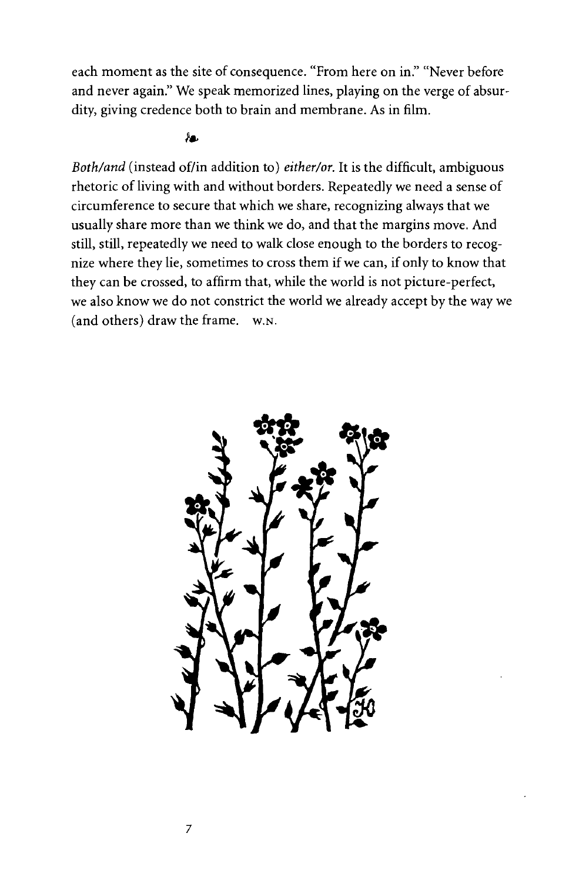each moment as the site of consequence. "From here on in." "Never before and never again." We speak memorized lines, playing on the verge of absurdity, giving credence both to brain and membrane. As in film.

❧

*Both/and* (instead of/in addition to) *either/or*. It is the difficult, ambiguous rhetoric of living with and without borders. Repeatedly we need a sense of circumference to secure that which we share, recognizing always that we usually share more than we think we do, and that the margins move. And still, still, repeatedly we need to walk close enough to the borders to recognize where they lie, sometimes to cross them if we can, if only to know that they can be crossed, to affirm that, while the world is not picture-perfect, we also know we do not constrict the world we already accept by the way we (and others) draw the frame. W.N.